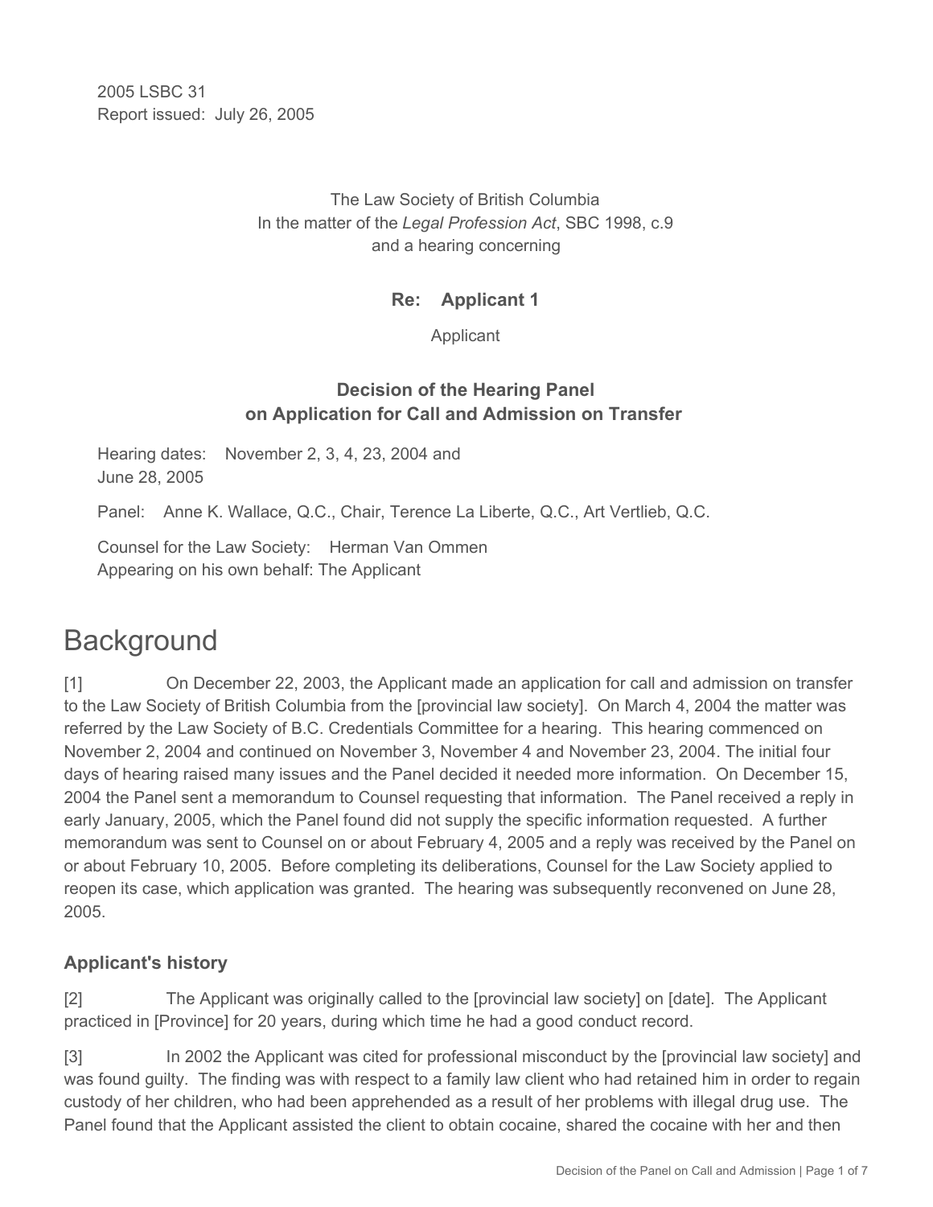2005 LSBC 31
Report issued: July 26, 2005

The Law Society of British Columbia
In the matter of the *Legal Profession Act*, SBC 1998, c.9
and a hearing concerning

**Re: Applicant 1**

Applicant

**Decision of the Hearing Panel
on Application for Call and Admission on Transfer**

Hearing dates: November 2, 3, 4, 23, 2004 and
June 28, 2005

Panel: Anne K. Wallace, Q.C., Chair, Terence La Liberte, Q.C., Art Vertlieb, Q.C.

Counsel for the Law Society: Herman Van Ommen
Appearing on his own behalf: The Applicant

# Background

[1] On December 22, 2003, the Applicant made an application for call and admission on transfer to the Law Society of British Columbia from the [provincial law society]. On March 4, 2004 the matter was referred by the Law Society of B.C. Credentials Committee for a hearing. This hearing commenced on November 2, 2004 and continued on November 3, November 4 and November 23, 2004. The initial four days of hearing raised many issues and the Panel decided it needed more information. On December 15, 2004 the Panel sent a memorandum to Counsel requesting that information. The Panel received a reply in early January, 2005, which the Panel found did not supply the specific information requested. A further memorandum was sent to Counsel on or about February 4, 2005 and a reply was received by the Panel on or about February 10, 2005. Before completing its deliberations, Counsel for the Law Society applied to reopen its case, which application was granted. The hearing was subsequently reconvened on June 28, 2005.

## Applicant's history

[2] The Applicant was originally called to the [provincial law society] on [date]. The Applicant practiced in [Province] for 20 years, during which time he had a good conduct record.

[3] In 2002 the Applicant was cited for professional misconduct by the [provincial law society] and was found guilty. The finding was with respect to a family law client who had retained him in order to regain custody of her children, who had been apprehended as a result of her problems with illegal drug use. The Panel found that the Applicant assisted the client to obtain cocaine, shared the cocaine with her and then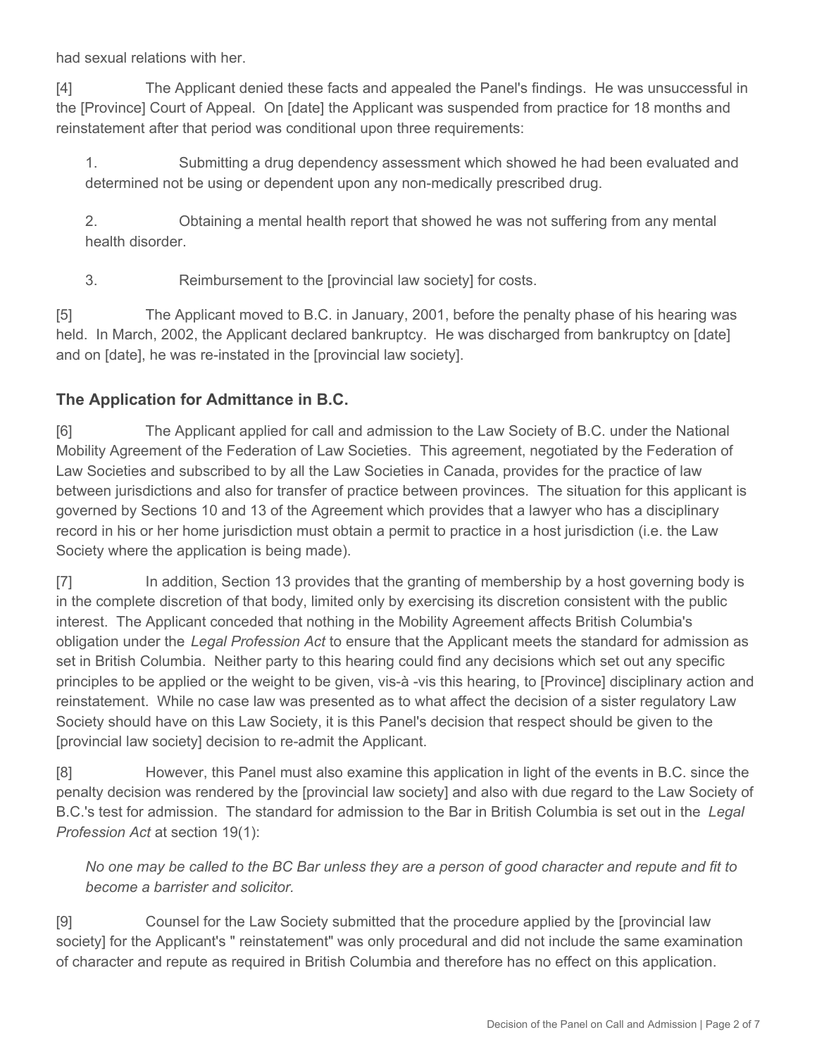had sexual relations with her.

[4] The Applicant denied these facts and appealed the Panel's findings. He was unsuccessful in the [Province] Court of Appeal. On [date] the Applicant was suspended from practice for 18 months and reinstatement after that period was conditional upon three requirements:

1. Submitting a drug dependency assessment which showed he had been evaluated and determined not be using or dependent upon any non-medically prescribed drug.

2. Obtaining a mental health report that showed he was not suffering from any mental health disorder.

3. Reimbursement to the [provincial law society] for costs.

[5] The Applicant moved to B.C. in January, 2001, before the penalty phase of his hearing was held. In March, 2002, the Applicant declared bankruptcy. He was discharged from bankruptcy on [date] and on [date], he was re-instated in the [provincial law society].

## The Application for Admittance in B.C.

[6] The Applicant applied for call and admission to the Law Society of B.C. under the National Mobility Agreement of the Federation of Law Societies. This agreement, negotiated by the Federation of Law Societies and subscribed to by all the Law Societies in Canada, provides for the practice of law between jurisdictions and also for transfer of practice between provinces. The situation for this applicant is governed by Sections 10 and 13 of the Agreement which provides that a lawyer who has a disciplinary record in his or her home jurisdiction must obtain a permit to practice in a host jurisdiction (i.e. the Law Society where the application is being made).

[7] In addition, Section 13 provides that the granting of membership by a host governing body is in the complete discretion of that body, limited only by exercising its discretion consistent with the public interest. The Applicant conceded that nothing in the Mobility Agreement affects British Columbia's obligation under the *Legal Profession Act* to ensure that the Applicant meets the standard for admission as set in British Columbia. Neither party to this hearing could find any decisions which set out any specific principles to be applied or the weight to be given, vis-à -vis this hearing, to [Province] disciplinary action and reinstatement. While no case law was presented as to what affect the decision of a sister regulatory Law Society should have on this Law Society, it is this Panel's decision that respect should be given to the [provincial law society] decision to re-admit the Applicant.

[8] However, this Panel must also examine this application in light of the events in B.C. since the penalty decision was rendered by the [provincial law society] and also with due regard to the Law Society of B.C.'s test for admission. The standard for admission to the Bar in British Columbia is set out in the *Legal Profession Act* at section 19(1):

> *No one may be called to the BC Bar unless they are a person of good character and repute and fit to become a barrister and solicitor.*

[9] Counsel for the Law Society submitted that the procedure applied by the [provincial law society] for the Applicant's " reinstatement" was only procedural and did not include the same examination of character and repute as required in British Columbia and therefore has no effect on this application.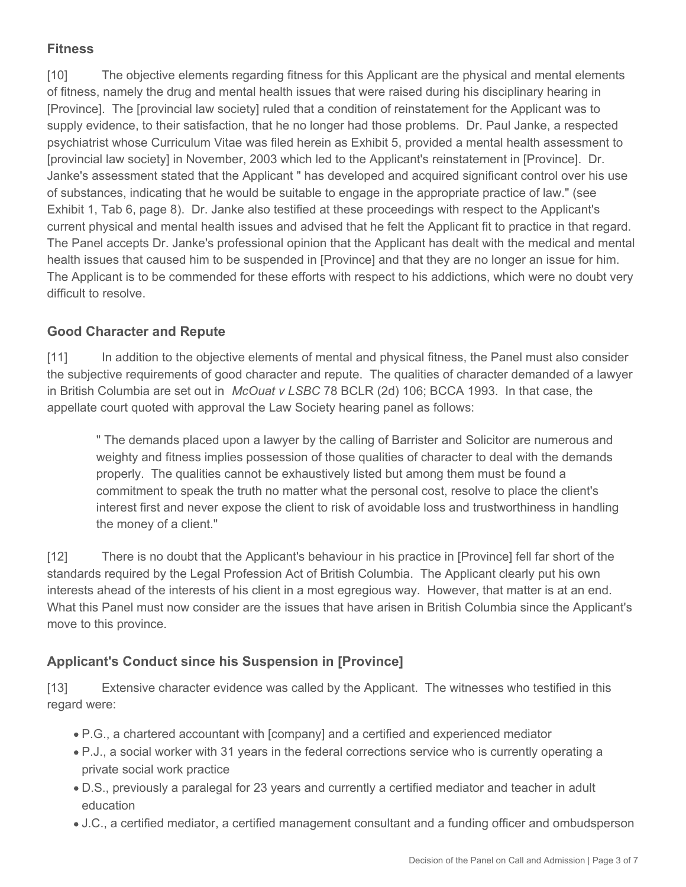## Fitness

[10] The objective elements regarding fitness for this Applicant are the physical and mental elements of fitness, namely the drug and mental health issues that were raised during his disciplinary hearing in [Province]. The [provincial law society] ruled that a condition of reinstatement for the Applicant was to supply evidence, to their satisfaction, that he no longer had those problems. Dr. Paul Janke, a respected psychiatrist whose Curriculum Vitae was filed herein as Exhibit 5, provided a mental health assessment to [provincial law society] in November, 2003 which led to the Applicant's reinstatement in [Province]. Dr. Janke's assessment stated that the Applicant " has developed and acquired significant control over his use of substances, indicating that he would be suitable to engage in the appropriate practice of law." (see Exhibit 1, Tab 6, page 8). Dr. Janke also testified at these proceedings with respect to the Applicant's current physical and mental health issues and advised that he felt the Applicant fit to practice in that regard. The Panel accepts Dr. Janke's professional opinion that the Applicant has dealt with the medical and mental health issues that caused him to be suspended in [Province] and that they are no longer an issue for him. The Applicant is to be commended for these efforts with respect to his addictions, which were no doubt very difficult to resolve.

## Good Character and Repute

[11] In addition to the objective elements of mental and physical fitness, the Panel must also consider the subjective requirements of good character and repute. The qualities of character demanded of a lawyer in British Columbia are set out in *McOuat v LSBC* 78 BCLR (2d) 106; BCCA 1993. In that case, the appellate court quoted with approval the Law Society hearing panel as follows:

> " The demands placed upon a lawyer by the calling of Barrister and Solicitor are numerous and weighty and fitness implies possession of those qualities of character to deal with the demands properly. The qualities cannot be exhaustively listed but among them must be found a commitment to speak the truth no matter what the personal cost, resolve to place the client's interest first and never expose the client to risk of avoidable loss and trustworthiness in handling the money of a client."

[12] There is no doubt that the Applicant's behaviour in his practice in [Province] fell far short of the standards required by the Legal Profession Act of British Columbia. The Applicant clearly put his own interests ahead of the interests of his client in a most egregious way. However, that matter is at an end. What this Panel must now consider are the issues that have arisen in British Columbia since the Applicant's move to this province.

## Applicant's Conduct since his Suspension in [Province]

[13] Extensive character evidence was called by the Applicant. The witnesses who testified in this regard were:

- P.G., a chartered accountant with [company] and a certified and experienced mediator
- P.J., a social worker with 31 years in the federal corrections service who is currently operating a private social work practice
- D.S., previously a paralegal for 23 years and currently a certified mediator and teacher in adult education
- J.C., a certified mediator, a certified management consultant and a funding officer and ombudsperson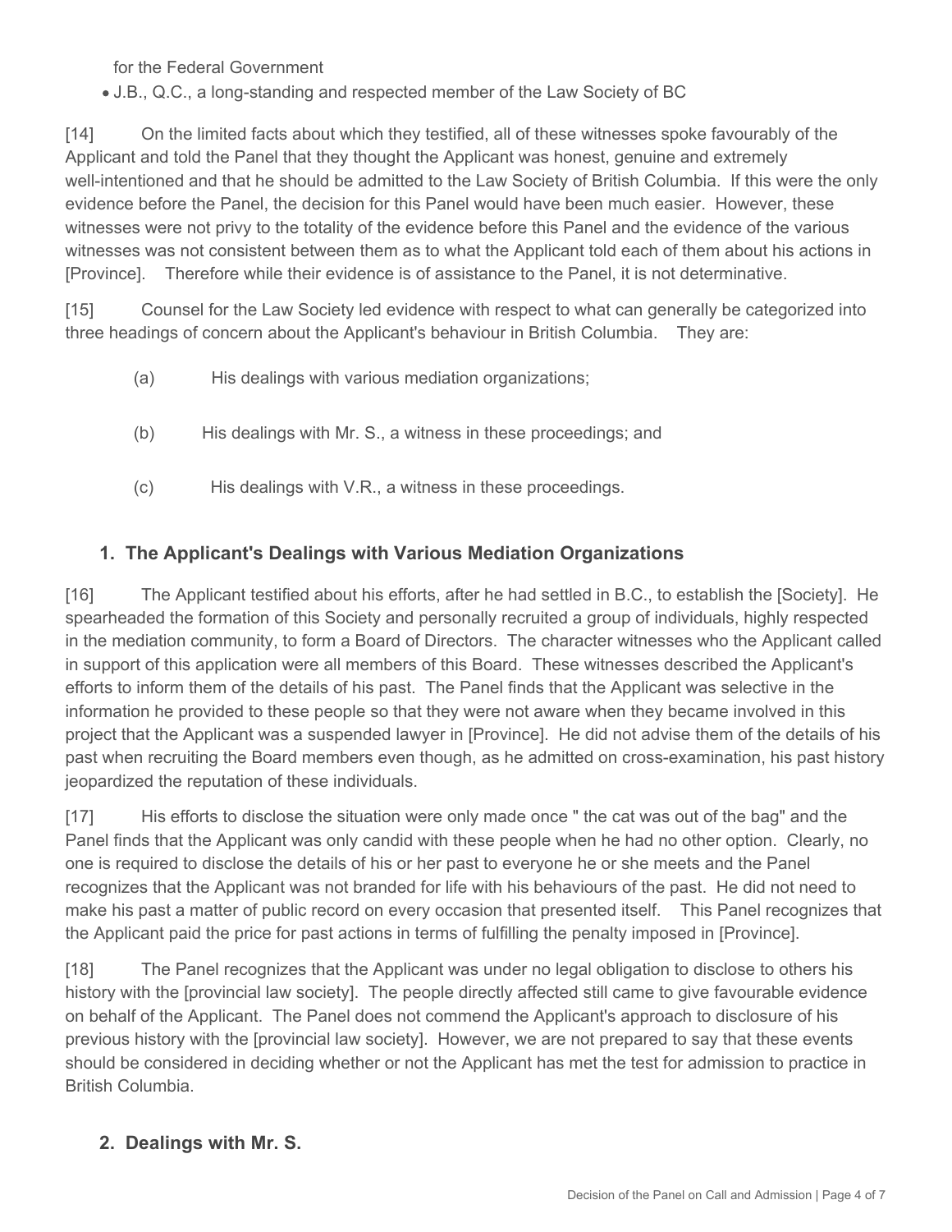for the Federal Government

- J.B., Q.C., a long-standing and respected member of the Law Society of BC

[14] On the limited facts about which they testified, all of these witnesses spoke favourably of the Applicant and told the Panel that they thought the Applicant was honest, genuine and extremely well-intentioned and that he should be admitted to the Law Society of British Columbia. If this were the only evidence before the Panel, the decision for this Panel would have been much easier. However, these witnesses were not privy to the totality of the evidence before this Panel and the evidence of the various witnesses was not consistent between them as to what the Applicant told each of them about his actions in [Province]. Therefore while their evidence is of assistance to the Panel, it is not determinative.

[15] Counsel for the Law Society led evidence with respect to what can generally be categorized into three headings of concern about the Applicant's behaviour in British Columbia. They are:

(a) His dealings with various mediation organizations;

(b) His dealings with Mr. S., a witness in these proceedings; and

(c) His dealings with V.R., a witness in these proceedings.

## 1. The Applicant's Dealings with Various Mediation Organizations

[16] The Applicant testified about his efforts, after he had settled in B.C., to establish the [Society]. He spearheaded the formation of this Society and personally recruited a group of individuals, highly respected in the mediation community, to form a Board of Directors. The character witnesses who the Applicant called in support of this application were all members of this Board. These witnesses described the Applicant's efforts to inform them of the details of his past. The Panel finds that the Applicant was selective in the information he provided to these people so that they were not aware when they became involved in this project that the Applicant was a suspended lawyer in [Province]. He did not advise them of the details of his past when recruiting the Board members even though, as he admitted on cross-examination, his past history jeopardized the reputation of these individuals.

[17] His efforts to disclose the situation were only made once " the cat was out of the bag" and the Panel finds that the Applicant was only candid with these people when he had no other option. Clearly, no one is required to disclose the details of his or her past to everyone he or she meets and the Panel recognizes that the Applicant was not branded for life with his behaviours of the past. He did not need to make his past a matter of public record on every occasion that presented itself. This Panel recognizes that the Applicant paid the price for past actions in terms of fulfilling the penalty imposed in [Province].

[18] The Panel recognizes that the Applicant was under no legal obligation to disclose to others his history with the [provincial law society]. The people directly affected still came to give favourable evidence on behalf of the Applicant. The Panel does not commend the Applicant's approach to disclosure of his previous history with the [provincial law society]. However, we are not prepared to say that these events should be considered in deciding whether or not the Applicant has met the test for admission to practice in British Columbia.

## 2. Dealings with Mr. S.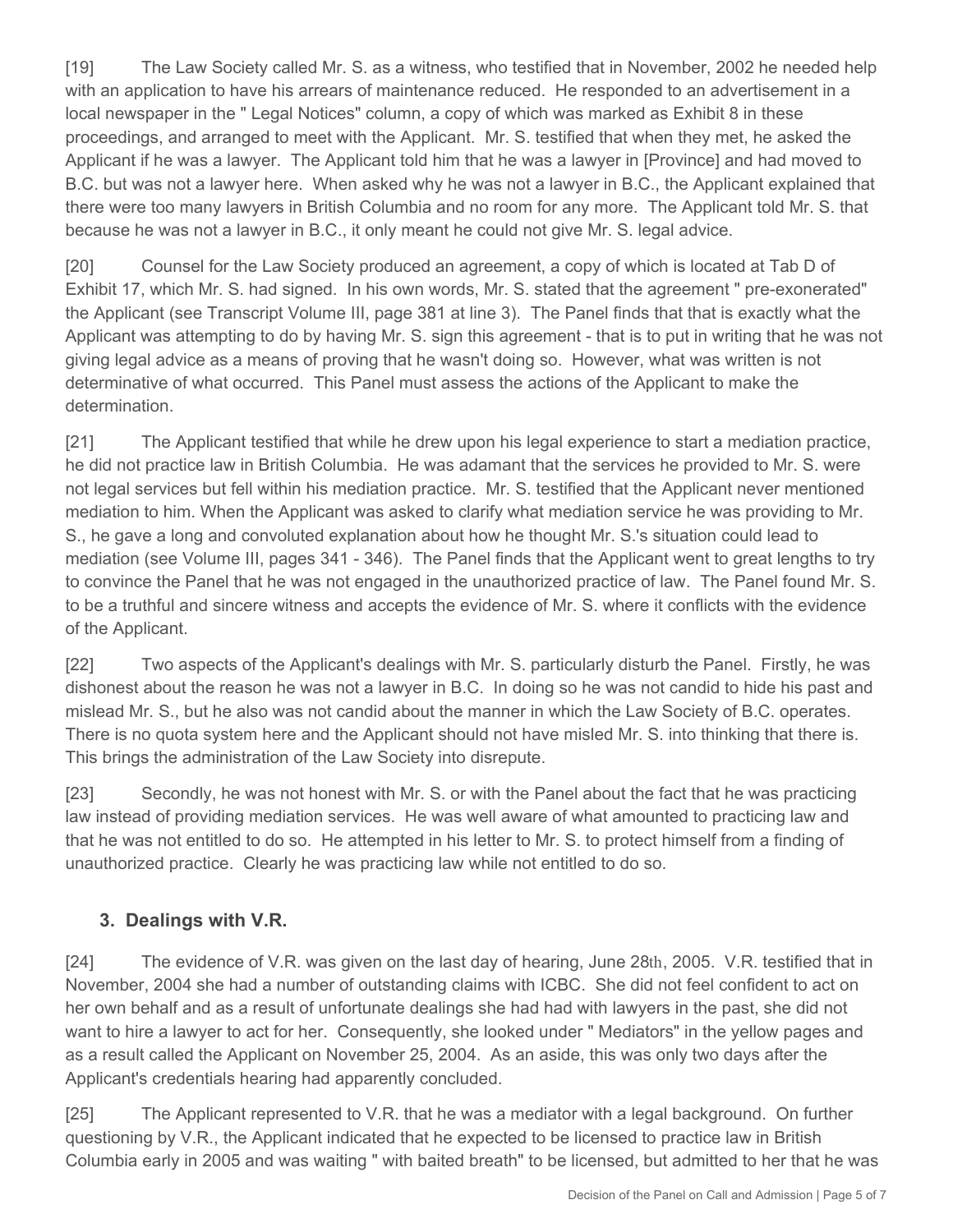[19] The Law Society called Mr. S. as a witness, who testified that in November, 2002 he needed help with an application to have his arrears of maintenance reduced. He responded to an advertisement in a local newspaper in the " Legal Notices" column, a copy of which was marked as Exhibit 8 in these proceedings, and arranged to meet with the Applicant. Mr. S. testified that when they met, he asked the Applicant if he was a lawyer. The Applicant told him that he was a lawyer in [Province] and had moved to B.C. but was not a lawyer here. When asked why he was not a lawyer in B.C., the Applicant explained that there were too many lawyers in British Columbia and no room for any more. The Applicant told Mr. S. that because he was not a lawyer in B.C., it only meant he could not give Mr. S. legal advice.

[20] Counsel for the Law Society produced an agreement, a copy of which is located at Tab D of Exhibit 17, which Mr. S. had signed. In his own words, Mr. S. stated that the agreement " pre-exonerated" the Applicant (see Transcript Volume III, page 381 at line 3). The Panel finds that that is exactly what the Applicant was attempting to do by having Mr. S. sign this agreement - that is to put in writing that he was not giving legal advice as a means of proving that he wasn't doing so. However, what was written is not determinative of what occurred. This Panel must assess the actions of the Applicant to make the determination.

[21] The Applicant testified that while he drew upon his legal experience to start a mediation practice, he did not practice law in British Columbia. He was adamant that the services he provided to Mr. S. were not legal services but fell within his mediation practice. Mr. S. testified that the Applicant never mentioned mediation to him. When the Applicant was asked to clarify what mediation service he was providing to Mr. S., he gave a long and convoluted explanation about how he thought Mr. S.'s situation could lead to mediation (see Volume III, pages 341 - 346). The Panel finds that the Applicant went to great lengths to try to convince the Panel that he was not engaged in the unauthorized practice of law. The Panel found Mr. S. to be a truthful and sincere witness and accepts the evidence of Mr. S. where it conflicts with the evidence of the Applicant.

[22] Two aspects of the Applicant's dealings with Mr. S. particularly disturb the Panel. Firstly, he was dishonest about the reason he was not a lawyer in B.C. In doing so he was not candid to hide his past and mislead Mr. S., but he also was not candid about the manner in which the Law Society of B.C. operates. There is no quota system here and the Applicant should not have misled Mr. S. into thinking that there is. This brings the administration of the Law Society into disrepute.

[23] Secondly, he was not honest with Mr. S. or with the Panel about the fact that he was practicing law instead of providing mediation services. He was well aware of what amounted to practicing law and that he was not entitled to do so. He attempted in his letter to Mr. S. to protect himself from a finding of unauthorized practice. Clearly he was practicing law while not entitled to do so.

### 3. Dealings with V.R.

[24] The evidence of V.R. was given on the last day of hearing, June 28th, 2005. V.R. testified that in November, 2004 she had a number of outstanding claims with ICBC. She did not feel confident to act on her own behalf and as a result of unfortunate dealings she had had with lawyers in the past, she did not want to hire a lawyer to act for her. Consequently, she looked under " Mediators" in the yellow pages and as a result called the Applicant on November 25, 2004. As an aside, this was only two days after the Applicant's credentials hearing had apparently concluded.

[25] The Applicant represented to V.R. that he was a mediator with a legal background. On further questioning by V.R., the Applicant indicated that he expected to be licensed to practice law in British Columbia early in 2005 and was waiting " with baited breath" to be licensed, but admitted to her that he was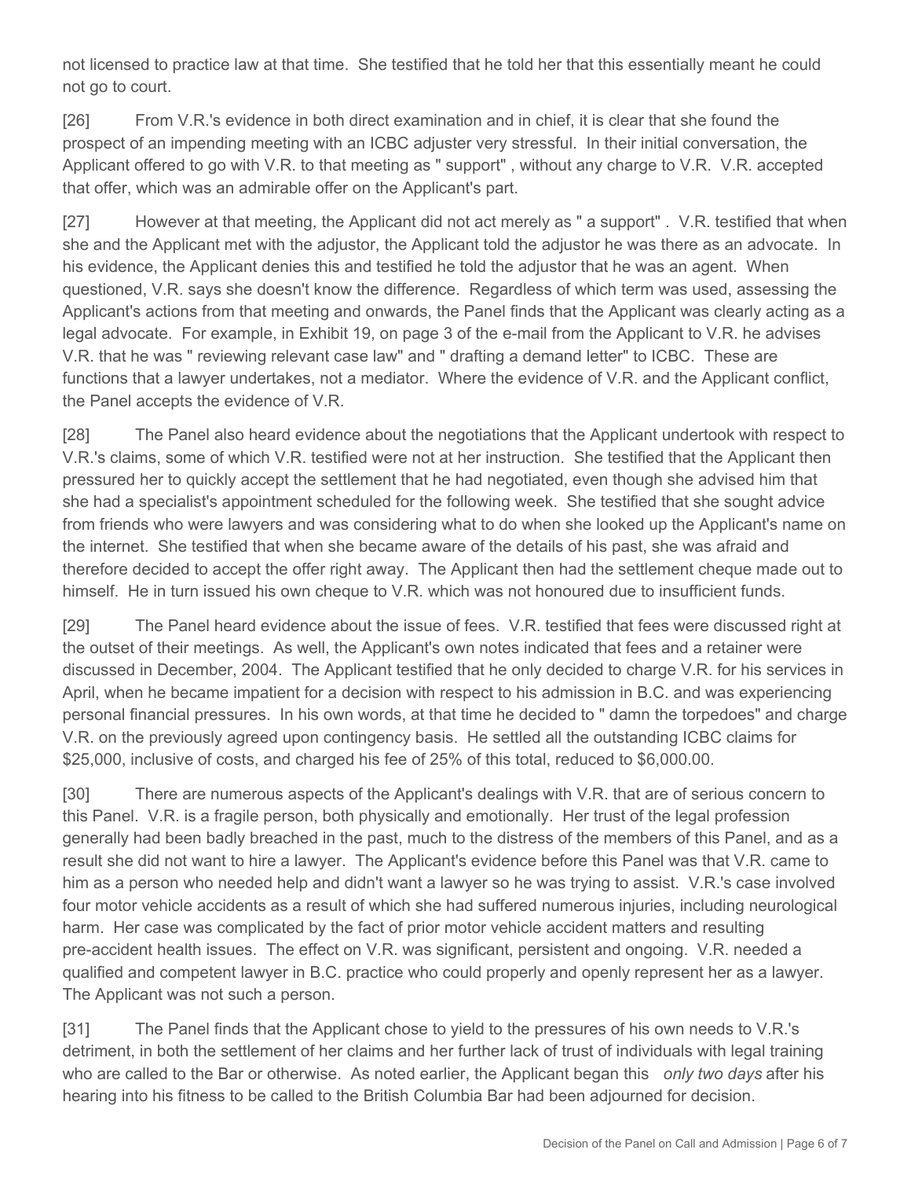not licensed to practice law at that time. She testified that he told her that this essentially meant he could not go to court.

[26] From V.R.'s evidence in both direct examination and in chief, it is clear that she found the prospect of an impending meeting with an ICBC adjuster very stressful. In their initial conversation, the Applicant offered to go with V.R. to that meeting as " support" , without any charge to V.R. V.R. accepted that offer, which was an admirable offer on the Applicant's part.

[27] However at that meeting, the Applicant did not act merely as " a support" . V.R. testified that when she and the Applicant met with the adjustor, the Applicant told the adjustor he was there as an advocate. In his evidence, the Applicant denies this and testified he told the adjustor that he was an agent. When questioned, V.R. says she doesn't know the difference. Regardless of which term was used, assessing the Applicant's actions from that meeting and onwards, the Panel finds that the Applicant was clearly acting as a legal advocate. For example, in Exhibit 19, on page 3 of the e-mail from the Applicant to V.R. he advises V.R. that he was " reviewing relevant case law" and " drafting a demand letter" to ICBC. These are functions that a lawyer undertakes, not a mediator. Where the evidence of V.R. and the Applicant conflict, the Panel accepts the evidence of V.R.

[28] The Panel also heard evidence about the negotiations that the Applicant undertook with respect to V.R.'s claims, some of which V.R. testified were not at her instruction. She testified that the Applicant then pressured her to quickly accept the settlement that he had negotiated, even though she advised him that she had a specialist's appointment scheduled for the following week. She testified that she sought advice from friends who were lawyers and was considering what to do when she looked up the Applicant's name on the internet. She testified that when she became aware of the details of his past, she was afraid and therefore decided to accept the offer right away. The Applicant then had the settlement cheque made out to himself. He in turn issued his own cheque to V.R. which was not honoured due to insufficient funds.

[29] The Panel heard evidence about the issue of fees. V.R. testified that fees were discussed right at the outset of their meetings. As well, the Applicant's own notes indicated that fees and a retainer were discussed in December, 2004. The Applicant testified that he only decided to charge V.R. for his services in April, when he became impatient for a decision with respect to his admission in B.C. and was experiencing personal financial pressures. In his own words, at that time he decided to " damn the torpedoes" and charge V.R. on the previously agreed upon contingency basis. He settled all the outstanding ICBC claims for \$25,000, inclusive of costs, and charged his fee of 25% of this total, reduced to \$6,000.00.

[30] There are numerous aspects of the Applicant's dealings with V.R. that are of serious concern to this Panel. V.R. is a fragile person, both physically and emotionally. Her trust of the legal profession generally had been badly breached in the past, much to the distress of the members of this Panel, and as a result she did not want to hire a lawyer. The Applicant's evidence before this Panel was that V.R. came to him as a person who needed help and didn't want a lawyer so he was trying to assist. V.R.'s case involved four motor vehicle accidents as a result of which she had suffered numerous injuries, including neurological harm. Her case was complicated by the fact of prior motor vehicle accident matters and resulting pre-accident health issues. The effect on V.R. was significant, persistent and ongoing. V.R. needed a qualified and competent lawyer in B.C. practice who could properly and openly represent her as a lawyer. The Applicant was not such a person.

[31] The Panel finds that the Applicant chose to yield to the pressures of his own needs to V.R.'s detriment, in both the settlement of her claims and her further lack of trust of individuals with legal training who are called to the Bar or otherwise. As noted earlier, the Applicant began this *only two days* after his hearing into his fitness to be called to the British Columbia Bar had been adjourned for decision.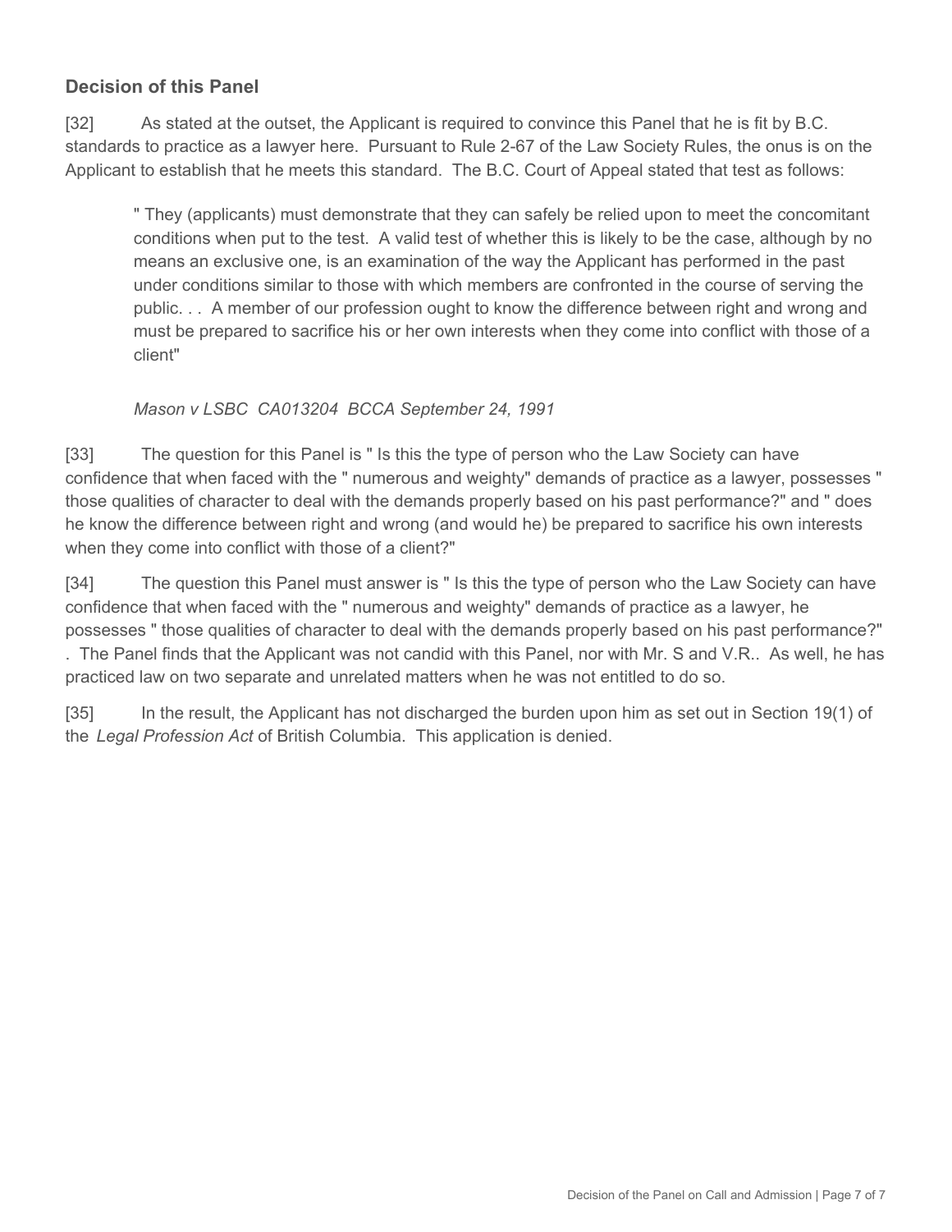## Decision of this Panel

[32] As stated at the outset, the Applicant is required to convince this Panel that he is fit by B.C. standards to practice as a lawyer here. Pursuant to Rule 2-67 of the Law Society Rules, the onus is on the Applicant to establish that he meets this standard. The B.C. Court of Appeal stated that test as follows:

> " They (applicants) must demonstrate that they can safely be relied upon to meet the concomitant conditions when put to the test. A valid test of whether this is likely to be the case, although by no means an exclusive one, is an examination of the way the Applicant has performed in the past under conditions similar to those with which members are confronted in the course of serving the public. . . A member of our profession ought to know the difference between right and wrong and must be prepared to sacrifice his or her own interests when they come into conflict with those of a client"
>
> *Mason v LSBC CA013204 BCCA September 24, 1991*

[33] The question for this Panel is " Is this the type of person who the Law Society can have confidence that when faced with the " numerous and weighty" demands of practice as a lawyer, possesses " those qualities of character to deal with the demands properly based on his past performance?" and " does he know the difference between right and wrong (and would he) be prepared to sacrifice his own interests when they come into conflict with those of a client?"

[34] The question this Panel must answer is " Is this the type of person who the Law Society can have confidence that when faced with the " numerous and weighty" demands of practice as a lawyer, he possesses " those qualities of character to deal with the demands properly based on his past performance?" . The Panel finds that the Applicant was not candid with this Panel, nor with Mr. S and V.R.. As well, he has practiced law on two separate and unrelated matters when he was not entitled to do so.

[35] In the result, the Applicant has not discharged the burden upon him as set out in Section 19(1) of the *Legal Profession Act* of British Columbia. This application is denied.